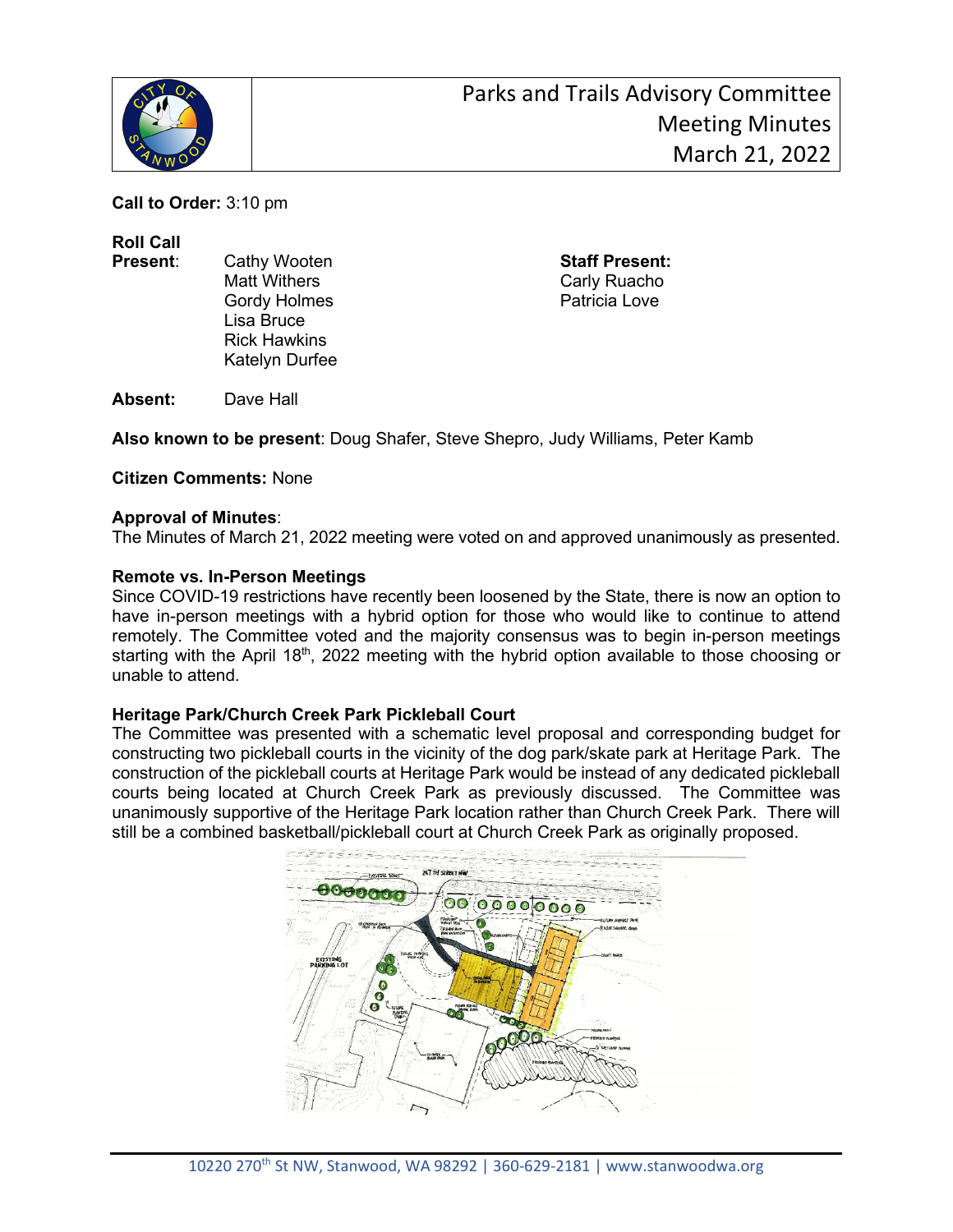# Parks and Trails Advisory Committee Meeting Minutes March 21, 2022

**Call to Order:** 3:10 pm

**Roll Call**

**Present**: Cathy Wooten, Matt Withers, Gordy Holmes, Lisa Bruce, Rick Hawkins, Katelyn Durfee

**Staff Present:** Carly Ruacho, Patricia Love

**Absent:** Dave Hall

**Also known to be present**: Doug Shafer, Steve Shepro, Judy Williams, Peter Kamb

**Citizen Comments:** None

**Approval of Minutes**:
The Minutes of March 21, 2022 meeting were voted on and approved unanimously as presented.

**Remote vs. In-Person Meetings**
Since COVID-19 restrictions have recently been loosened by the State, there is now an option to have in-person meetings with a hybrid option for those who would like to continue to attend remotely. The Committee voted and the majority consensus was to begin in-person meetings starting with the April 18th, 2022 meeting with the hybrid option available to those choosing or unable to attend.

**Heritage Park/Church Creek Park Pickleball Court**
The Committee was presented with a schematic level proposal and corresponding budget for constructing two pickleball courts in the vicinity of the dog park/skate park at Heritage Park. The construction of the pickleball courts at Heritage Park would be instead of any dedicated pickleball courts being located at Church Creek Park as previously discussed. The Committee was unanimously supportive of the Heritage Park location rather than Church Creek Park. There will still be a combined basketball/pickleball court at Church Creek Park as originally proposed.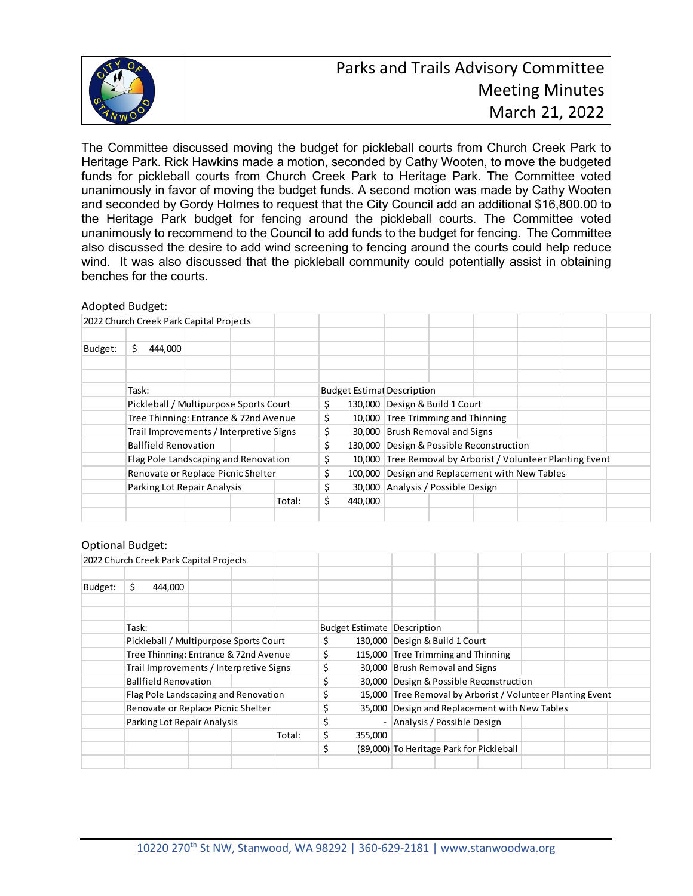The Committee discussed moving the budget for pickleball courts from Church Creek Park to Heritage Park. Rick Hawkins made a motion, seconded by Cathy Wooten, to move the budgeted funds for pickleball courts from Church Creek Park to Heritage Park. The Committee voted unanimously in favor of moving the budget funds. A second motion was made by Cathy Wooten and seconded by Gordy Holmes to request that the City Council add an additional $16,800.00 to the Heritage Park budget for fencing around the pickleball courts. The Committee voted unanimously to recommend to the Council to add funds to the budget for fencing. The Committee also discussed the desire to add wind screening to fencing around the courts could help reduce wind. It was also discussed that the pickleball community could potentially assist in obtaining benches for the courts.

Adopted Budget:

| 2022 Church Creek Park Capital Projects | | | |
|---|---|---|---|
| Budget: | $ 444,000 | | |
| | Task: | Budget Estimat | Description |
| | Pickleball / Multipurpose Sports Court | $ 130,000 | Design & Build 1 Court |
| | Tree Thinning: Entrance & 72nd Avenue | $ 10,000 | Tree Trimming and Thinning |
| | Trail Improvements / Interpretive Signs | $ 30,000 | Brush Removal and Signs |
| | Ballfield Renovation | $ 130,000 | Design & Possible Reconstruction |
| | Flag Pole Landscaping and Renovation | $ 10,000 | Tree Removal by Arborist / Volunteer Planting Event |
| | Renovate or Replace Picnic Shelter | $ 100,000 | Design and Replacement with New Tables |
| | Parking Lot Repair Analysis | $ 30,000 | Analysis / Possible Design |
| | Total: | $ 440,000 | |

Optional Budget:

| 2022 Church Creek Park Capital Projects | | | |
|---|---|---|---|
| Budget: | $ 444,000 | | |
| | Task: | Budget Estimate | Description |
| | Pickleball / Multipurpose Sports Court | $ 130,000 | Design & Build 1 Court |
| | Tree Thinning: Entrance & 72nd Avenue | $ 115,000 | Tree Trimming and Thinning |
| | Trail Improvements / Interpretive Signs | $ 30,000 | Brush Removal and Signs |
| | Ballfield Renovation | $ 30,000 | Design & Possible Reconstruction |
| | Flag Pole Landscaping and Renovation | $ 15,000 | Tree Removal by Arborist / Volunteer Planting Event |
| | Renovate or Replace Picnic Shelter | $ 35,000 | Design and Replacement with New Tables |
| | Parking Lot Repair Analysis | $ - | Analysis / Possible Design |
| | Total: | $ 355,000 | |
| | | $ (89,000) | To Heritage Park for Pickleball |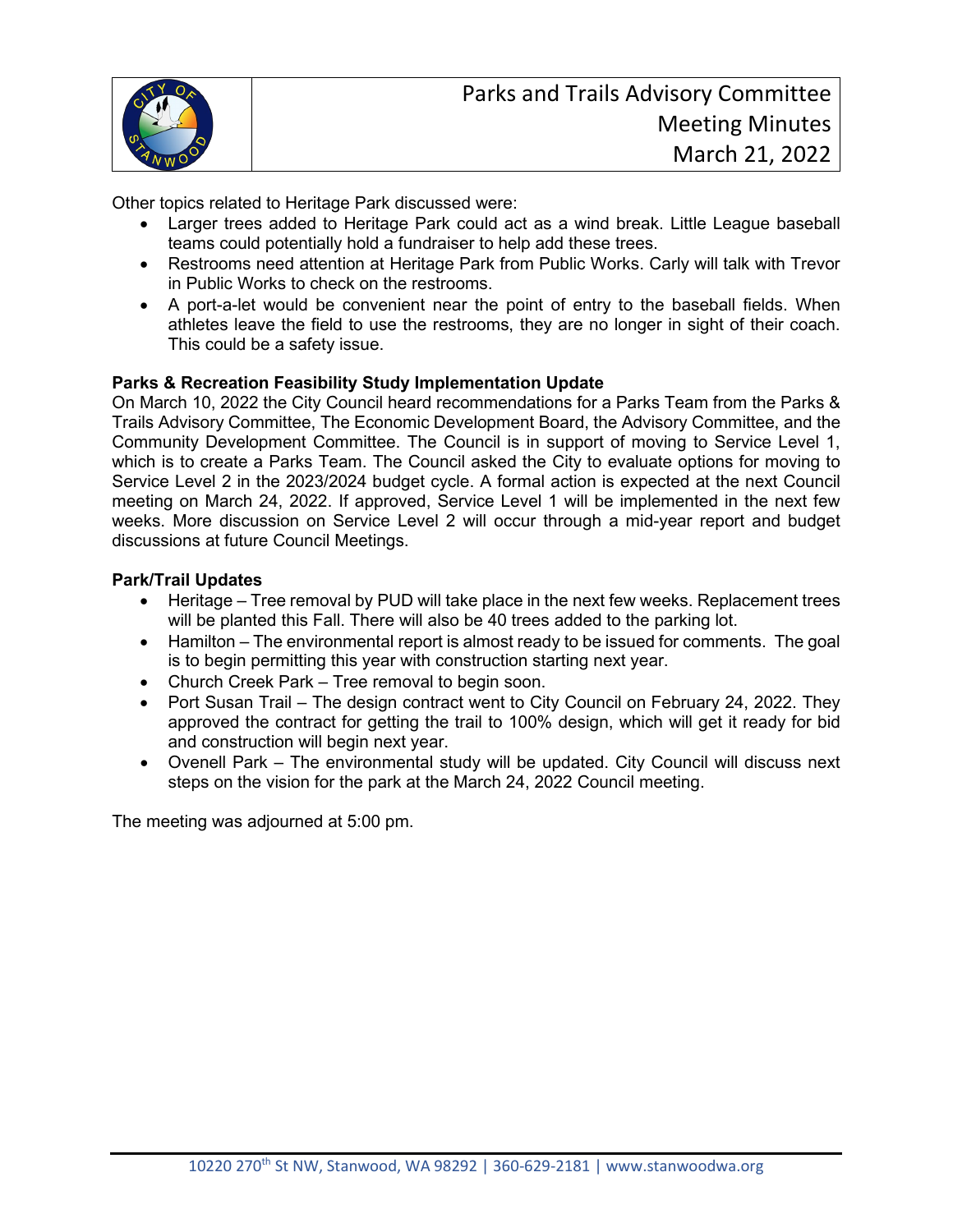Other topics related to Heritage Park discussed were:

- Larger trees added to Heritage Park could act as a wind break. Little League baseball teams could potentially hold a fundraiser to help add these trees.
- Restrooms need attention at Heritage Park from Public Works. Carly will talk with Trevor in Public Works to check on the restrooms.
- A port-a-let would be convenient near the point of entry to the baseball fields. When athletes leave the field to use the restrooms, they are no longer in sight of their coach. This could be a safety issue.

**Parks & Recreation Feasibility Study Implementation Update**

On March 10, 2022 the City Council heard recommendations for a Parks Team from the Parks & Trails Advisory Committee, The Economic Development Board, the Advisory Committee, and the Community Development Committee. The Council is in support of moving to Service Level 1, which is to create a Parks Team. The Council asked the City to evaluate options for moving to Service Level 2 in the 2023/2024 budget cycle. A formal action is expected at the next Council meeting on March 24, 2022. If approved, Service Level 1 will be implemented in the next few weeks. More discussion on Service Level 2 will occur through a mid-year report and budget discussions at future Council Meetings.

**Park/Trail Updates**

- Heritage – Tree removal by PUD will take place in the next few weeks. Replacement trees will be planted this Fall. There will also be 40 trees added to the parking lot.
- Hamilton – The environmental report is almost ready to be issued for comments. The goal is to begin permitting this year with construction starting next year.
- Church Creek Park – Tree removal to begin soon.
- Port Susan Trail – The design contract went to City Council on February 24, 2022. They approved the contract for getting the trail to 100% design, which will get it ready for bid and construction will begin next year.
- Ovenell Park – The environmental study will be updated. City Council will discuss next steps on the vision for the park at the March 24, 2022 Council meeting.

The meeting was adjourned at 5:00 pm.